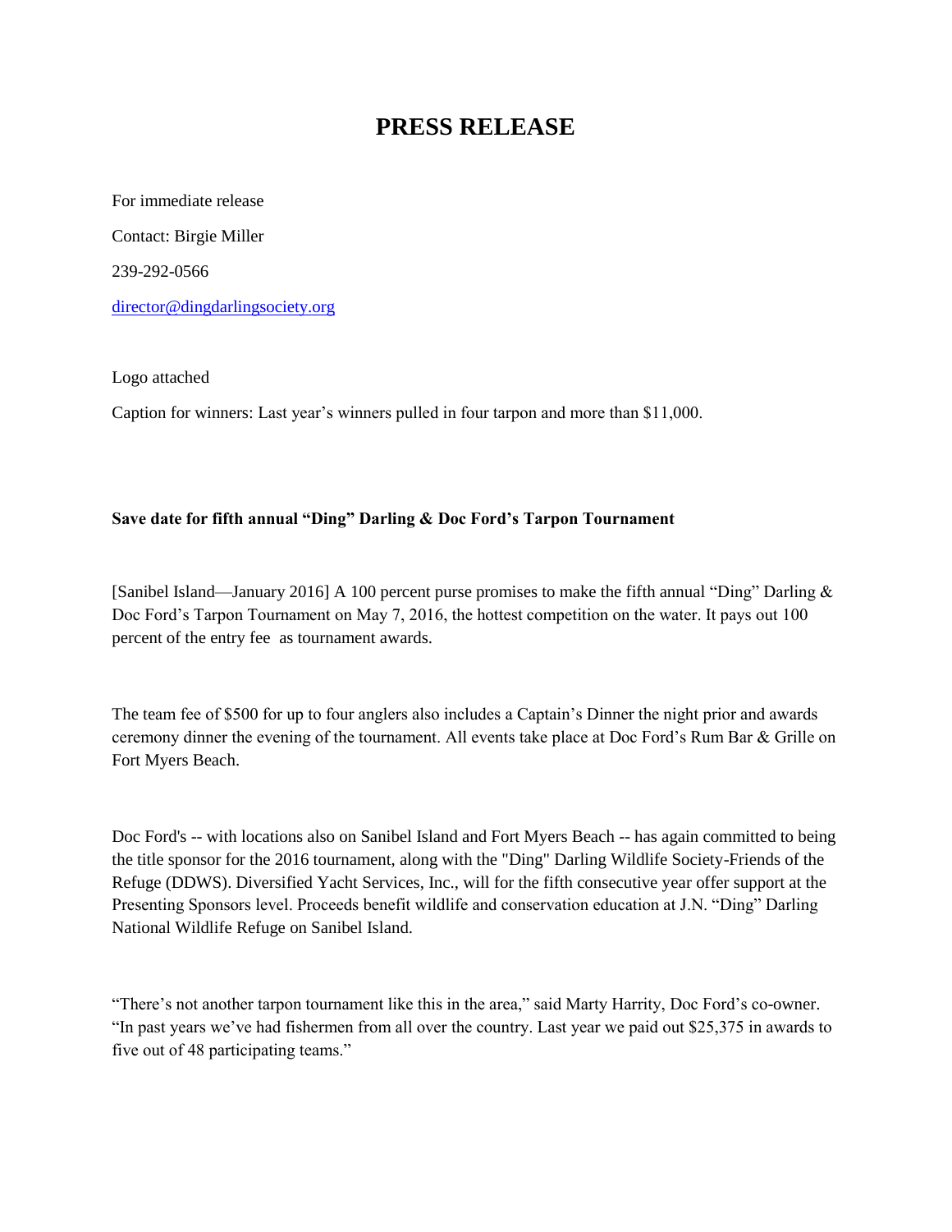# PRESS RELEASE

For immediate release

Contact: Birgie Miller

239-292-0566

director@dingdarlingsociety.org

Logo attached

Caption for winners: Last year's winners pulled in four tarpon and more than $11,000.

**Save date for fifth annual "Ding" Darling & Doc Ford's Tarpon Tournament**

[Sanibel Island—January 2016] A 100 percent purse promises to make the fifth annual "Ding" Darling & Doc Ford's Tarpon Tournament on May 7, 2016, the hottest competition on the water. It pays out 100 percent of the entry fee as tournament awards.

The team fee of $500 for up to four anglers also includes a Captain's Dinner the night prior and awards ceremony dinner the evening of the tournament. All events take place at Doc Ford's Rum Bar & Grille on Fort Myers Beach.

Doc Ford's -- with locations also on Sanibel Island and Fort Myers Beach -- has again committed to being the title sponsor for the 2016 tournament, along with the "Ding" Darling Wildlife Society-Friends of the Refuge (DDWS). Diversified Yacht Services, Inc., will for the fifth consecutive year offer support at the Presenting Sponsors level. Proceeds benefit wildlife and conservation education at J.N. "Ding" Darling National Wildlife Refuge on Sanibel Island.

"There's not another tarpon tournament like this in the area," said Marty Harrity, Doc Ford's co-owner. "In past years we've had fishermen from all over the country. Last year we paid out $25,375 in awards to five out of 48 participating teams."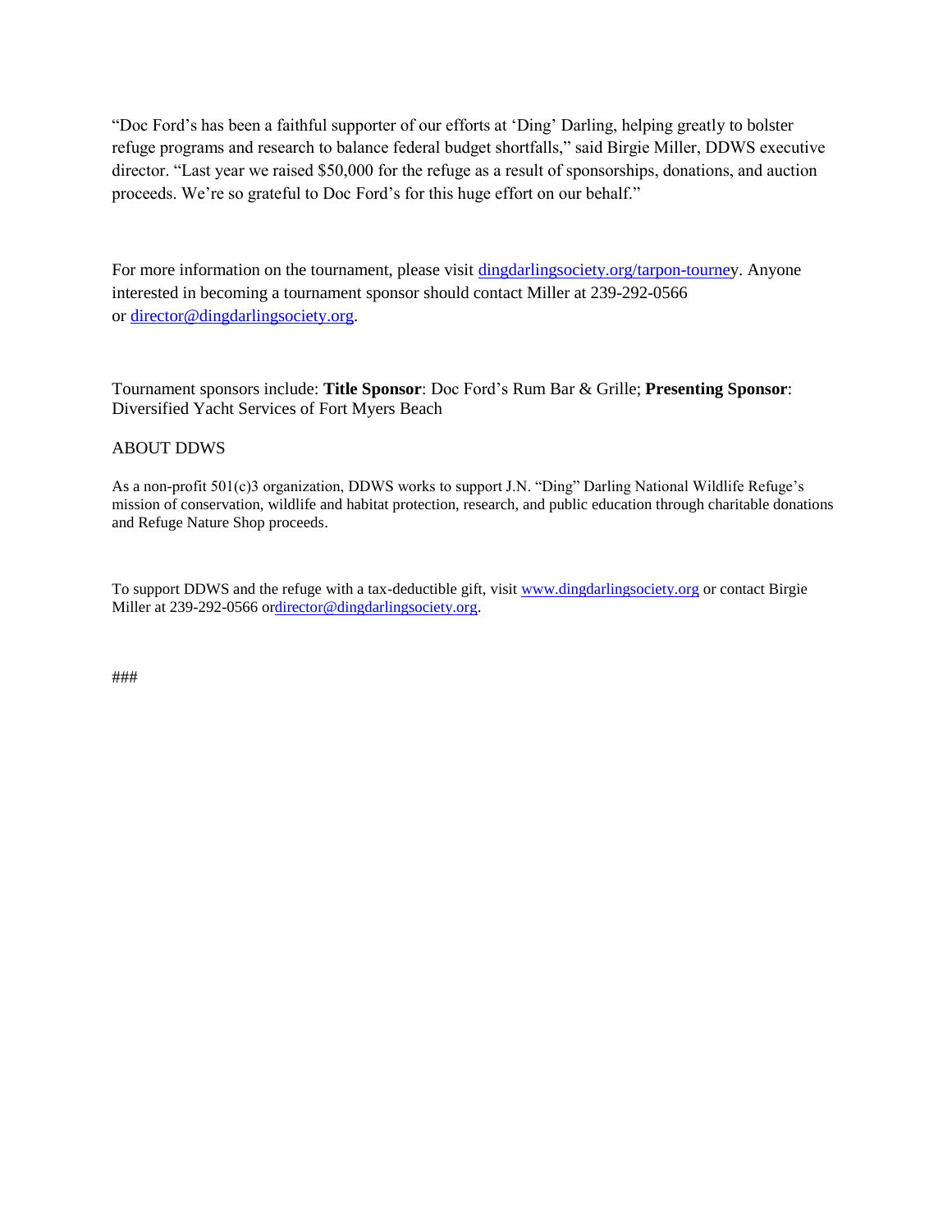"Doc Ford's has been a faithful supporter of our efforts at 'Ding' Darling, helping greatly to bolster refuge programs and research to balance federal budget shortfalls," said Birgie Miller, DDWS executive director. "Last year we raised $50,000 for the refuge as a result of sponsorships, donations, and auction proceeds. We're so grateful to Doc Ford's for this huge effort on our behalf."

For more information on the tournament, please visit dingdarlingsociety.org/tarpon-tourney. Anyone interested in becoming a tournament sponsor should contact Miller at 239-292-0566 or director@dingdarlingsociety.org.

Tournament sponsors include: **Title Sponsor**: Doc Ford's Rum Bar & Grille; **Presenting Sponsor**: Diversified Yacht Services of Fort Myers Beach

ABOUT DDWS

As a non-profit 501(c)3 organization, DDWS works to support J.N. "Ding" Darling National Wildlife Refuge's mission of conservation, wildlife and habitat protection, research, and public education through charitable donations and Refuge Nature Shop proceeds.

To support DDWS and the refuge with a tax-deductible gift, visit www.dingdarlingsociety.org or contact Birgie Miller at 239-292-0566 ordirector@dingdarlingsociety.org.

###